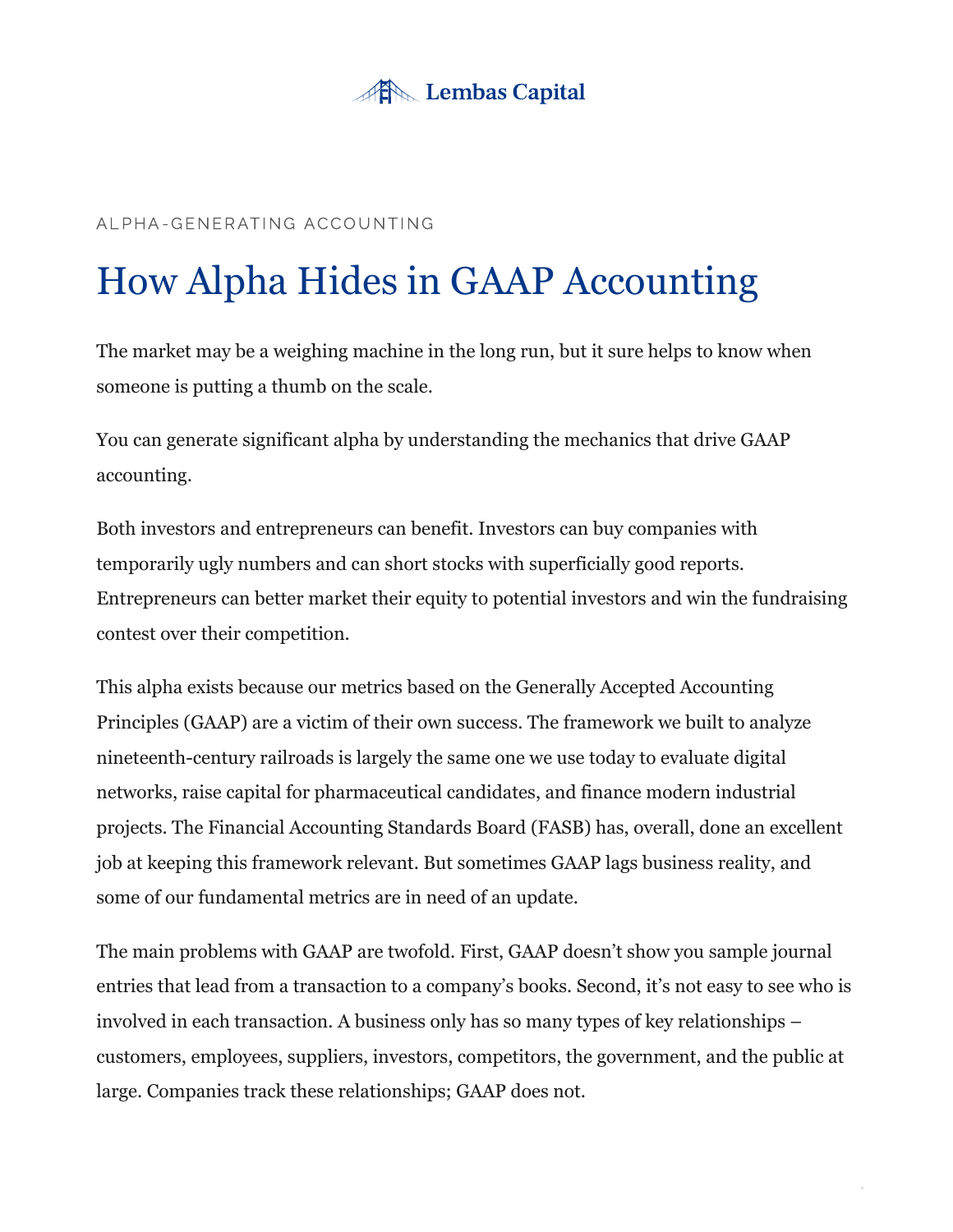Lembas Capital

ALPHA-GENERATING ACCOUNTING

# How Alpha Hides in GAAP Accounting

The market may be a weighing machine in the long run, but it sure helps to know when someone is putting a thumb on the scale.

You can generate significant alpha by understanding the mechanics that drive GAAP accounting.

Both investors and entrepreneurs can benefit. Investors can buy companies with temporarily ugly numbers and can short stocks with superficially good reports. Entrepreneurs can better market their equity to potential investors and win the fundraising contest over their competition.

This alpha exists because our metrics based on the Generally Accepted Accounting Principles (GAAP) are a victim of their own success. The framework we built to analyze nineteenth-century railroads is largely the same one we use today to evaluate digital networks, raise capital for pharmaceutical candidates, and finance modern industrial projects. The Financial Accounting Standards Board (FASB) has, overall, done an excellent job at keeping this framework relevant. But sometimes GAAP lags business reality, and some of our fundamental metrics are in need of an update.

The main problems with GAAP are twofold. First, GAAP doesn't show you sample journal entries that lead from a transaction to a company's books. Second, it's not easy to see who is involved in each transaction. A business only has so many types of key relationships – customers, employees, suppliers, investors, competitors, the government, and the public at large. Companies track these relationships; GAAP does not.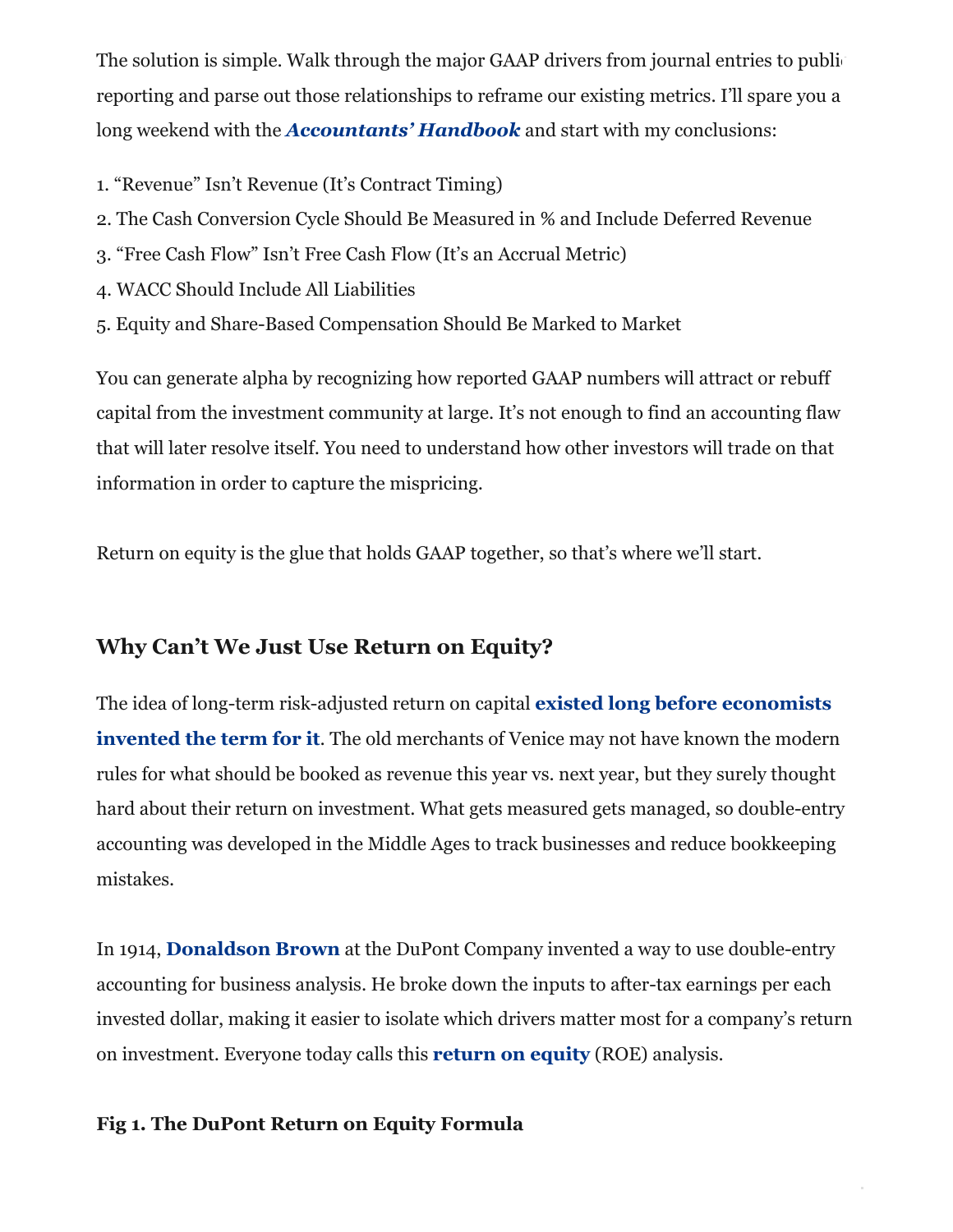The solution is simple. Walk through the major GAAP drivers from journal entries to public reporting and parse out those relationships to reframe our existing metrics. I'll spare you a long weekend with the ***Accountants' Handbook*** and start with my conclusions:

1. "Revenue" Isn't Revenue (It's Contract Timing)
2. The Cash Conversion Cycle Should Be Measured in % and Include Deferred Revenue
3. "Free Cash Flow" Isn't Free Cash Flow (It's an Accrual Metric)
4. WACC Should Include All Liabilities
5. Equity and Share-Based Compensation Should Be Marked to Market

You can generate alpha by recognizing how reported GAAP numbers will attract or rebuff capital from the investment community at large. It's not enough to find an accounting flaw that will later resolve itself. You need to understand how other investors will trade on that information in order to capture the mispricing.

Return on equity is the glue that holds GAAP together, so that's where we'll start.

## Why Can't We Just Use Return on Equity?

The idea of long-term risk-adjusted return on capital **existed long before economists invented the term for it**. The old merchants of Venice may not have known the modern rules for what should be booked as revenue this year vs. next year, but they surely thought hard about their return on investment. What gets measured gets managed, so double-entry accounting was developed in the Middle Ages to track businesses and reduce bookkeeping mistakes.

In 1914, **Donaldson Brown** at the DuPont Company invented a way to use double-entry accounting for business analysis. He broke down the inputs to after-tax earnings per each invested dollar, making it easier to isolate which drivers matter most for a company's return on investment. Everyone today calls this **return on equity** (ROE) analysis.

**Fig 1. The DuPont Return on Equity Formula**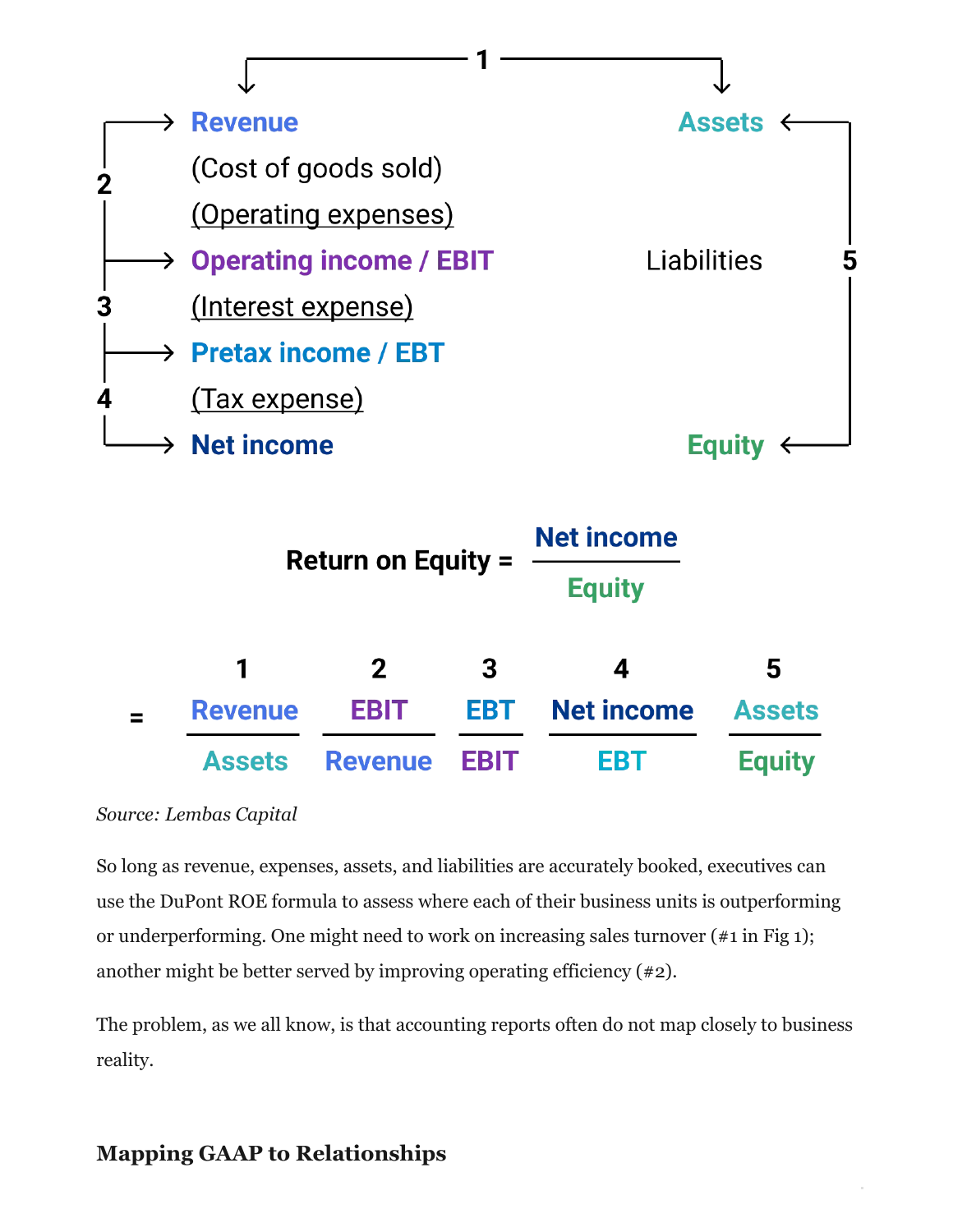1

2

3

4

Revenue

(Cost of goods sold)

(Operating expenses)

Operating income / EBIT

(Interest expense)

Pretax income / EBT

(Tax expense)

Net income

Assets

Liabilities

Equity

5

$$\text{Return on Equity} = \frac{\text{Net income}}{\text{Equity}}$$

$$= \underset{1}{\frac{\text{Revenue}}{\text{Assets}}} \quad \underset{2}{\frac{\text{EBIT}}{\text{Revenue}}} \quad \underset{3}{\frac{\text{EBT}}{\text{EBIT}}} \quad \underset{4}{\frac{\text{Net income}}{\text{EBT}}} \quad \underset{5}{\frac{\text{Assets}}{\text{Equity}}}$$

*Source: Lembas Capital*

So long as revenue, expenses, assets, and liabilities are accurately booked, executives can use the DuPont ROE formula to assess where each of their business units is outperforming or underperforming. One might need to work on increasing sales turnover (#1 in Fig 1); another might be better served by improving operating efficiency (#2).

The problem, as we all know, is that accounting reports often do not map closely to business reality.

## Mapping GAAP to Relationships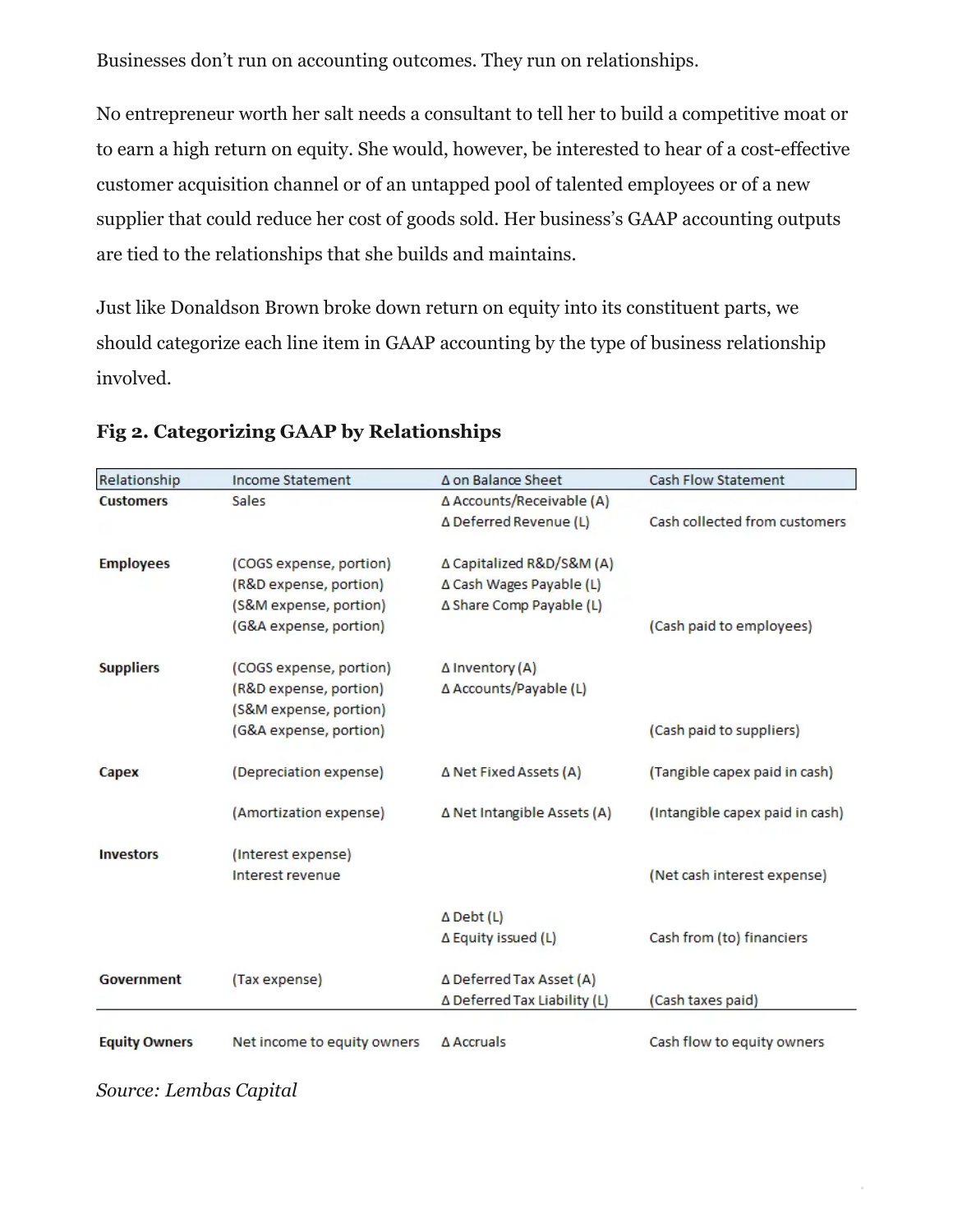Businesses don't run on accounting outcomes. They run on relationships.

No entrepreneur worth her salt needs a consultant to tell her to build a competitive moat or to earn a high return on equity. She would, however, be interested to hear of a cost-effective customer acquisition channel or of an untapped pool of talented employees or of a new supplier that could reduce her cost of goods sold. Her business's GAAP accounting outputs are tied to the relationships that she builds and maintains.

Just like Donaldson Brown broke down return on equity into its constituent parts, we should categorize each line item in GAAP accounting by the type of business relationship involved.

### Fig 2. Categorizing GAAP by Relationships

| Relationship | Income Statement | Δ on Balance Sheet | Cash Flow Statement |
|---|---|---|---|
| **Customers** | Sales | Δ Accounts/Receivable (A) | |
| | | Δ Deferred Revenue (L) | Cash collected from customers |
| **Employees** | (COGS expense, portion) | Δ Capitalized R&D/S&M (A) | |
| | (R&D expense, portion) | Δ Cash Wages Payable (L) | |
| | (S&M expense, portion) | Δ Share Comp Payable (L) | |
| | (G&A expense, portion) | | (Cash paid to employees) |
| **Suppliers** | (COGS expense, portion) | Δ Inventory (A) | |
| | (R&D expense, portion) | Δ Accounts/Payable (L) | |
| | (S&M expense, portion) | | |
| | (G&A expense, portion) | | (Cash paid to suppliers) |
| **Capex** | (Depreciation expense) | Δ Net Fixed Assets (A) | (Tangible capex paid in cash) |
| | (Amortization expense) | Δ Net Intangible Assets (A) | (Intangible capex paid in cash) |
| **Investors** | (Interest expense) | | |
| | Interest revenue | | (Net cash interest expense) |
| | | Δ Debt (L) | |
| | | Δ Equity issued (L) | Cash from (to) financiers |
| **Government** | (Tax expense) | Δ Deferred Tax Asset (A) | |
| | | Δ Deferred Tax Liability (L) | (Cash taxes paid) |
| **Equity Owners** | Net income to equity owners | Δ Accruals | Cash flow to equity owners |

*Source: Lembas Capital*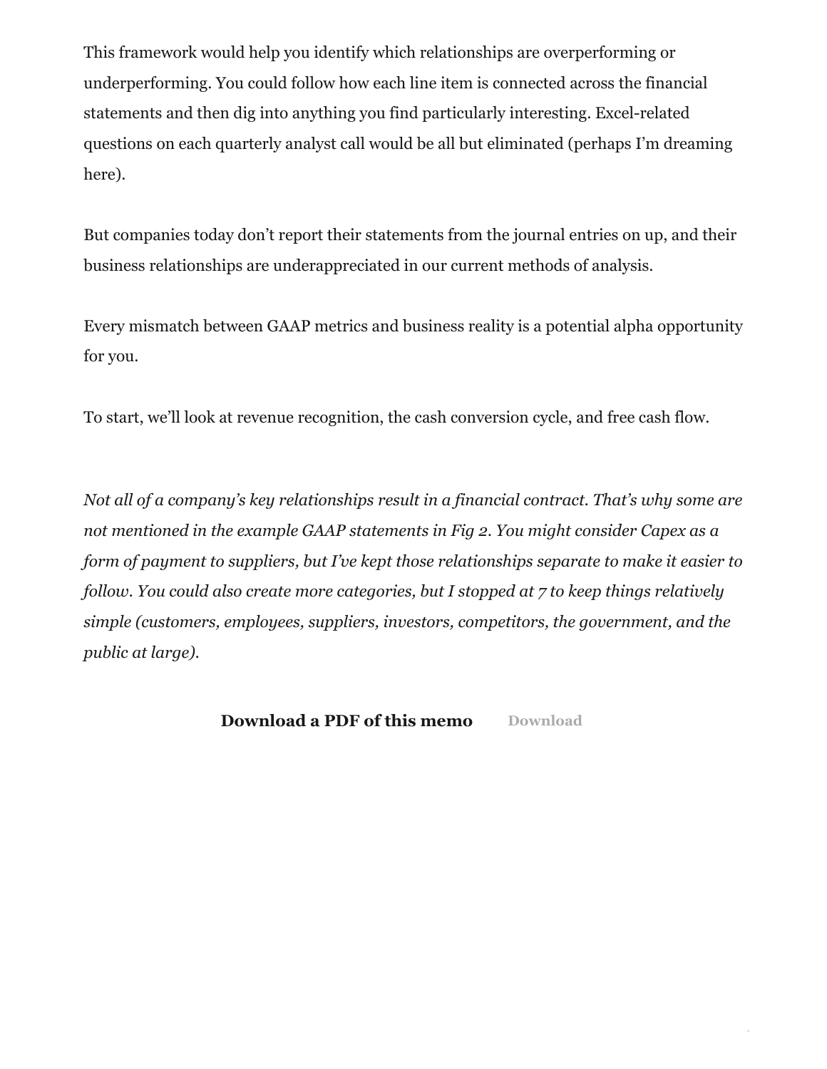This framework would help you identify which relationships are overperforming or underperforming. You could follow how each line item is connected across the financial statements and then dig into anything you find particularly interesting. Excel-related questions on each quarterly analyst call would be all but eliminated (perhaps I'm dreaming here).

But companies today don't report their statements from the journal entries on up, and their business relationships are underappreciated in our current methods of analysis.

Every mismatch between GAAP metrics and business reality is a potential alpha opportunity for you.

To start, we'll look at revenue recognition, the cash conversion cycle, and free cash flow.

*Not all of a company's key relationships result in a financial contract. That's why some are not mentioned in the example GAAP statements in Fig 2. You might consider Capex as a form of payment to suppliers, but I've kept those relationships separate to make it easier to follow. You could also create more categories, but I stopped at 7 to keep things relatively simple (customers, employees, suppliers, investors, competitors, the government, and the public at large).*

**Download a PDF of this memo** Download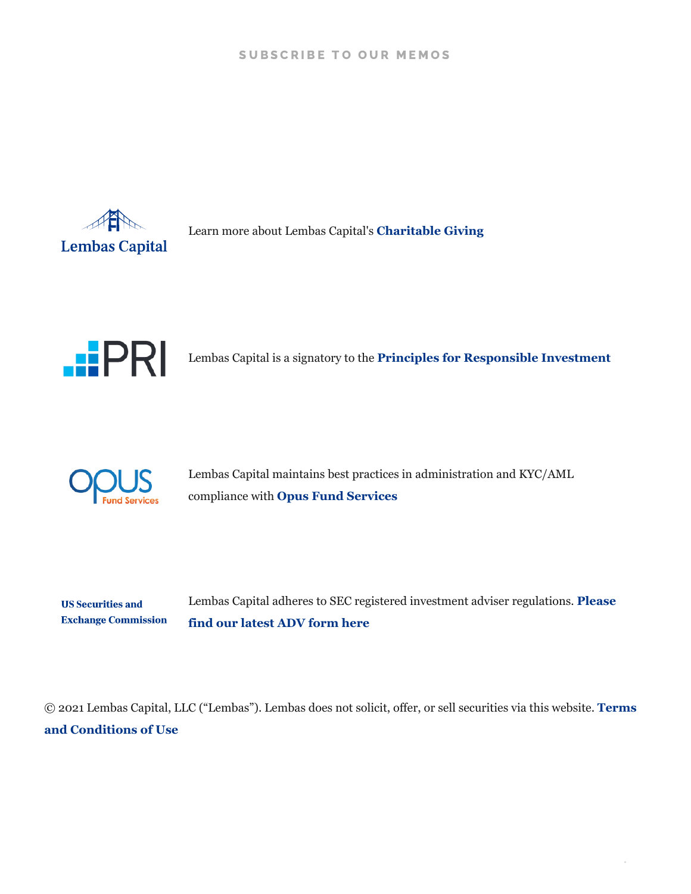SUBSCRIBE TO OUR MEMOS

Lembas Capital

Learn more about Lembas Capital's **Charitable Giving**

Lembas Capital is a signatory to the **Principles for Responsible Investment**

Lembas Capital maintains best practices in administration and KYC/AML compliance with **Opus Fund Services**

**US Securities and Exchange Commission**

Lembas Capital adheres to SEC registered investment adviser regulations. **Please find our latest ADV form here**

© 2021 Lembas Capital, LLC ("Lembas"). Lembas does not solicit, offer, or sell securities via this website. **Terms and Conditions of Use**